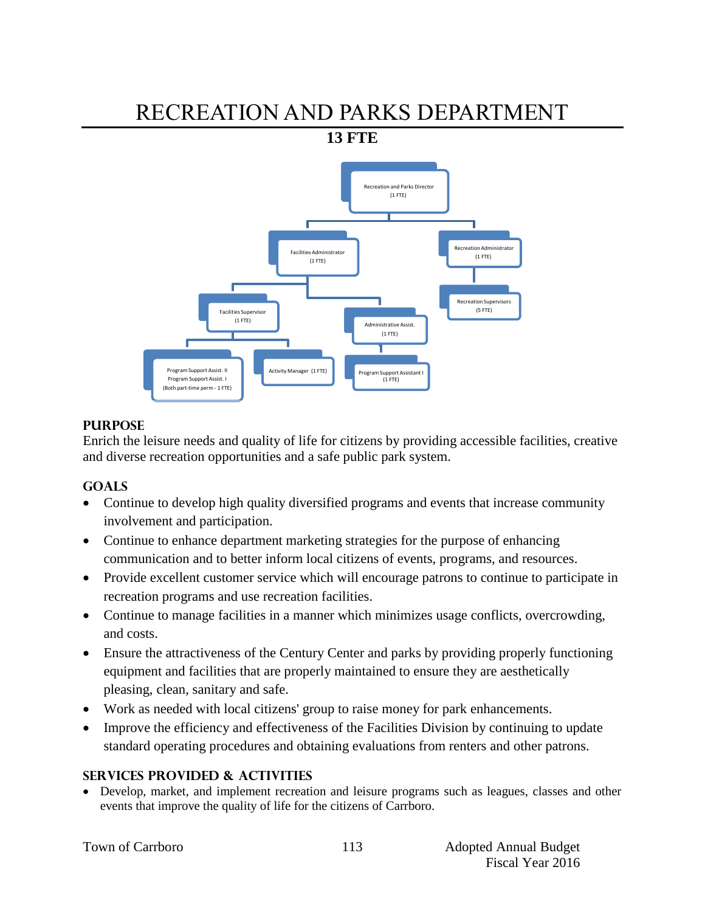# RECREATION AND PARKS DEPARTMENT

**13 FTE**

Recreation and Parks Director (1 FTE)

Facilities Administrator (1 FTE)

Recreation Administrator (1 FTE)

Recreation Supervisors (5 FTE)

Facilities Supervisor (1 FTE)

Administrative Assist. (1 FTE)

Program Support Assist. II
Program Support Assist. I
(Both part-time perm - 1 FTE)

Activity Manager (1 FTE)

Program Support Assistant I (1 FTE)

## PURPOSE

Enrich the leisure needs and quality of life for citizens by providing accessible facilities, creative and diverse recreation opportunities and a safe public park system.

## GOALS

- Continue to develop high quality diversified programs and events that increase community involvement and participation.
- Continue to enhance department marketing strategies for the purpose of enhancing communication and to better inform local citizens of events, programs, and resources.
- Provide excellent customer service which will encourage patrons to continue to participate in recreation programs and use recreation facilities.
- Continue to manage facilities in a manner which minimizes usage conflicts, overcrowding, and costs.
- Ensure the attractiveness of the Century Center and parks by providing properly functioning equipment and facilities that are properly maintained to ensure they are aesthetically pleasing, clean, sanitary and safe.
- Work as needed with local citizens' group to raise money for park enhancements.
- Improve the efficiency and effectiveness of the Facilities Division by continuing to update standard operating procedures and obtaining evaluations from renters and other patrons.

## SERVICES PROVIDED & ACTIVITIES

- Develop, market, and implement recreation and leisure programs such as leagues, classes and other events that improve the quality of life for the citizens of Carrboro.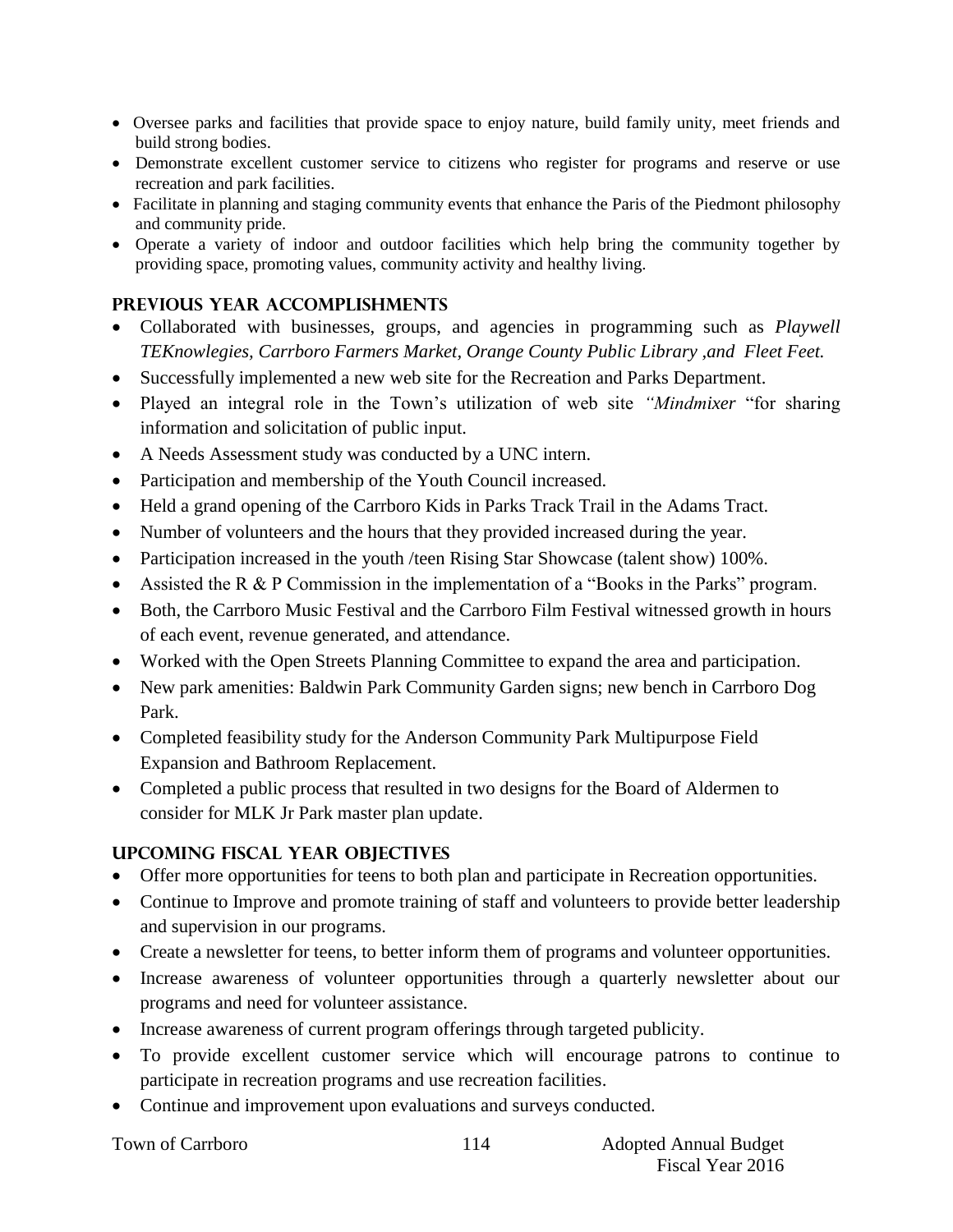- Oversee parks and facilities that provide space to enjoy nature, build family unity, meet friends and build strong bodies.
- Demonstrate excellent customer service to citizens who register for programs and reserve or use recreation and park facilities.
- Facilitate in planning and staging community events that enhance the Paris of the Piedmont philosophy and community pride.
- Operate a variety of indoor and outdoor facilities which help bring the community together by providing space, promoting values, community activity and healthy living.

## PREVIOUS YEAR ACCOMPLISHMENTS

- Collaborated with businesses, groups, and agencies in programming such as *Playwell TEKnowlegies, Carrboro Farmers Market, Orange County Public Library ,and Fleet Feet.*
- Successfully implemented a new web site for the Recreation and Parks Department.
- Played an integral role in the Town's utilization of web site *"Mindmixer* "for sharing information and solicitation of public input.
- A Needs Assessment study was conducted by a UNC intern.
- Participation and membership of the Youth Council increased.
- Held a grand opening of the Carrboro Kids in Parks Track Trail in the Adams Tract.
- Number of volunteers and the hours that they provided increased during the year.
- Participation increased in the youth /teen Rising Star Showcase (talent show) 100%.
- Assisted the R & P Commission in the implementation of a "Books in the Parks" program.
- Both, the Carrboro Music Festival and the Carrboro Film Festival witnessed growth in hours of each event, revenue generated, and attendance.
- Worked with the Open Streets Planning Committee to expand the area and participation.
- New park amenities: Baldwin Park Community Garden signs; new bench in Carrboro Dog Park.
- Completed feasibility study for the Anderson Community Park Multipurpose Field Expansion and Bathroom Replacement.
- Completed a public process that resulted in two designs for the Board of Aldermen to consider for MLK Jr Park master plan update.

## UPCOMING FISCAL YEAR OBJECTIVES

- Offer more opportunities for teens to both plan and participate in Recreation opportunities.
- Continue to Improve and promote training of staff and volunteers to provide better leadership and supervision in our programs.
- Create a newsletter for teens, to better inform them of programs and volunteer opportunities.
- Increase awareness of volunteer opportunities through a quarterly newsletter about our programs and need for volunteer assistance.
- Increase awareness of current program offerings through targeted publicity.
- To provide excellent customer service which will encourage patrons to continue to participate in recreation programs and use recreation facilities.
- Continue and improvement upon evaluations and surveys conducted.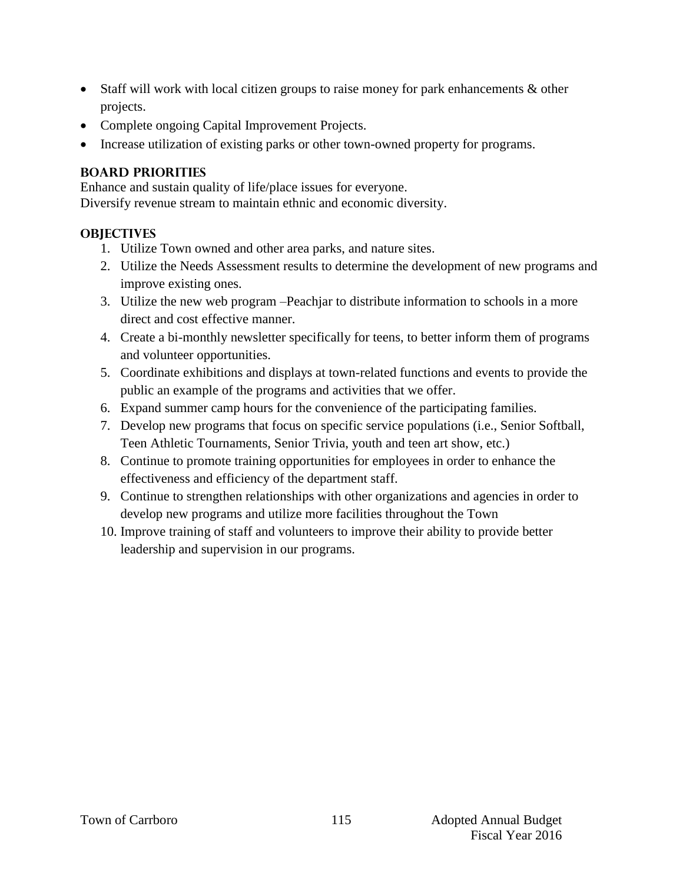- Staff will work with local citizen groups to raise money for park enhancements & other projects.
- Complete ongoing Capital Improvement Projects.
- Increase utilization of existing parks or other town-owned property for programs.

### BOARD PRIORITIES

Enhance and sustain quality of life/place issues for everyone.
Diversify revenue stream to maintain ethnic and economic diversity.

### OBJECTIVES

1. Utilize Town owned and other area parks, and nature sites.
2. Utilize the Needs Assessment results to determine the development of new programs and improve existing ones.
3. Utilize the new web program –Peachjar to distribute information to schools in a more direct and cost effective manner.
4. Create a bi-monthly newsletter specifically for teens, to better inform them of programs and volunteer opportunities.
5. Coordinate exhibitions and displays at town-related functions and events to provide the public an example of the programs and activities that we offer.
6. Expand summer camp hours for the convenience of the participating families.
7. Develop new programs that focus on specific service populations (i.e., Senior Softball, Teen Athletic Tournaments, Senior Trivia, youth and teen art show, etc.)
8. Continue to promote training opportunities for employees in order to enhance the effectiveness and efficiency of the department staff.
9. Continue to strengthen relationships with other organizations and agencies in order to develop new programs and utilize more facilities throughout the Town
10. Improve training of staff and volunteers to improve their ability to provide better leadership and supervision in our programs.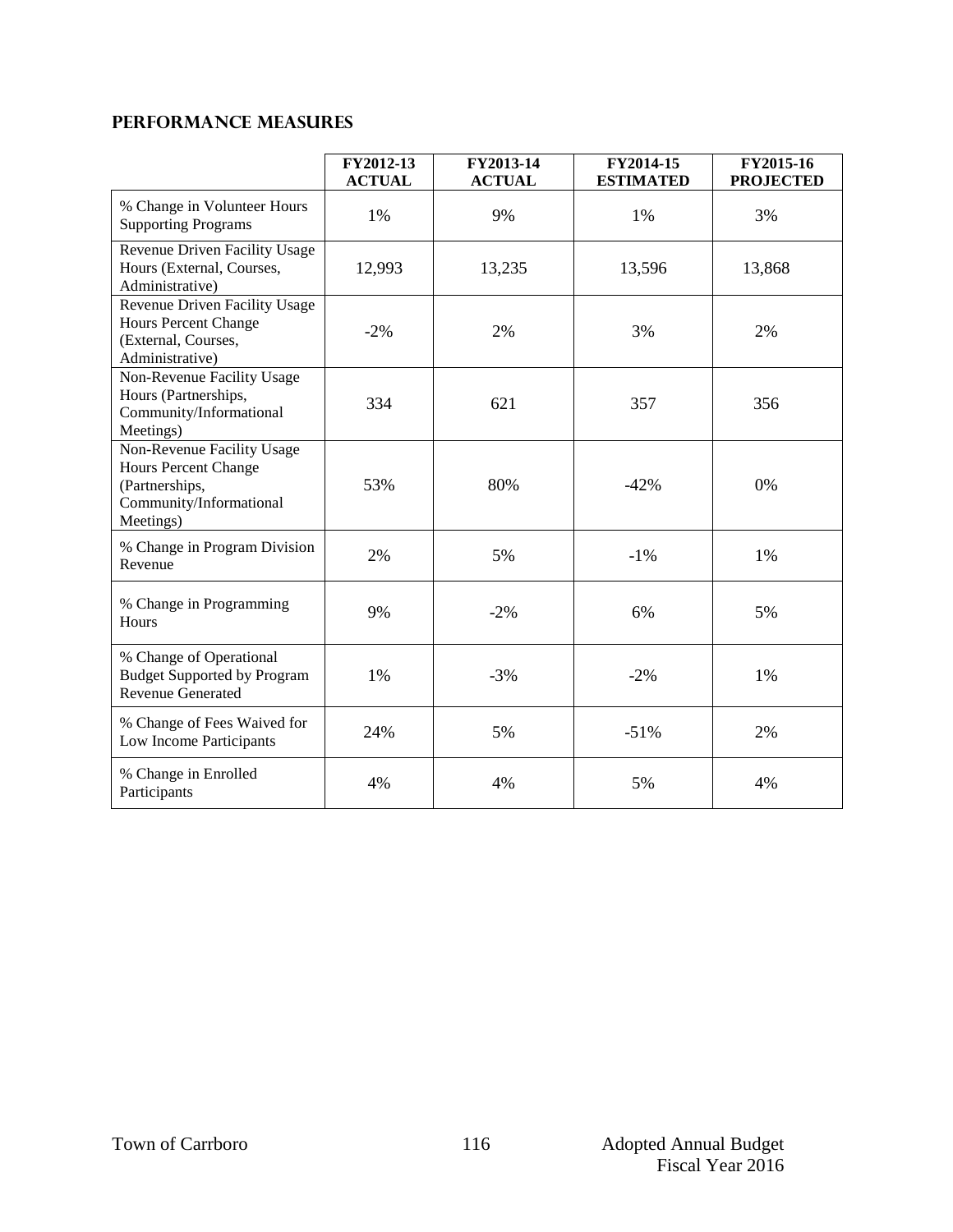## PERFORMANCE MEASURES

| | FY2012-13 ACTUAL | FY2013-14 ACTUAL | FY2014-15 ESTIMATED | FY2015-16 PROJECTED |
|---|---|---|---|---|
| % Change in Volunteer Hours Supporting Programs | 1% | 9% | 1% | 3% |
| Revenue Driven Facility Usage Hours (External, Courses, Administrative) | 12,993 | 13,235 | 13,596 | 13,868 |
| Revenue Driven Facility Usage Hours Percent Change (External, Courses, Administrative) | -2% | 2% | 3% | 2% |
| Non-Revenue Facility Usage Hours (Partnerships, Community/Informational Meetings) | 334 | 621 | 357 | 356 |
| Non-Revenue Facility Usage Hours Percent Change (Partnerships, Community/Informational Meetings) | 53% | 80% | -42% | 0% |
| % Change in Program Division Revenue | 2% | 5% | -1% | 1% |
| % Change in Programming Hours | 9% | -2% | 6% | 5% |
| % Change of Operational Budget Supported by Program Revenue Generated | 1% | -3% | -2% | 1% |
| % Change of Fees Waived for Low Income Participants | 24% | 5% | -51% | 2% |
| % Change in Enrolled Participants | 4% | 4% | 5% | 4% |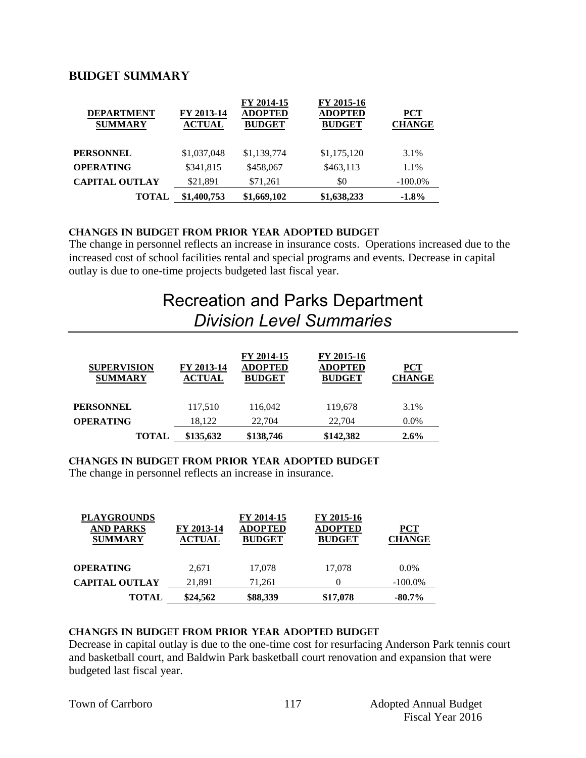## BUDGET SUMMARY

| DEPARTMENT SUMMARY | FY 2013-14 ACTUAL | FY 2014-15 ADOPTED BUDGET | FY 2015-16 ADOPTED BUDGET | PCT CHANGE |
|---|---|---|---|---|
| **PERSONNEL** | $1,037,048 | $1,139,774 | $1,175,120 | 3.1% |
| **OPERATING** | $341,815 | $458,067 | $463,113 | 1.1% |
| **CAPITAL OUTLAY** | $21,891 | $71,261 | $0 | -100.0% |
| **TOTAL** | **$1,400,753** | **$1,669,102** | **$1,638,233** | **-1.8%** |

### CHANGES IN BUDGET FROM PRIOR YEAR ADOPTED BUDGET

The change in personnel reflects an increase in insurance costs. Operations increased due to the increased cost of school facilities rental and special programs and events. Decrease in capital outlay is due to one-time projects budgeted last fiscal year.

# Recreation and Parks Department
## *Division Level Summaries*

| SUPERVISION SUMMARY | FY 2013-14 ACTUAL | FY 2014-15 ADOPTED BUDGET | FY 2015-16 ADOPTED BUDGET | PCT CHANGE |
|---|---|---|---|---|
| **PERSONNEL** | 117,510 | 116,042 | 119,678 | 3.1% |
| **OPERATING** | 18,122 | 22,704 | 22,704 | 0.0% |
| **TOTAL** | **$135,632** | **$138,746** | **$142,382** | **2.6%** |

### CHANGES IN BUDGET FROM PRIOR YEAR ADOPTED BUDGET

The change in personnel reflects an increase in insurance.

| PLAYGROUNDS AND PARKS SUMMARY | FY 2013-14 ACTUAL | FY 2014-15 ADOPTED BUDGET | FY 2015-16 ADOPTED BUDGET | PCT CHANGE |
|---|---|---|---|---|
| **OPERATING** | 2,671 | 17,078 | 17,078 | 0.0% |
| **CAPITAL OUTLAY** | 21,891 | 71,261 | 0 | -100.0% |
| **TOTAL** | **$24,562** | **$88,339** | **$17,078** | **-80.7%** |

### CHANGES IN BUDGET FROM PRIOR YEAR ADOPTED BUDGET

Decrease in capital outlay is due to the one-time cost for resurfacing Anderson Park tennis court and basketball court, and Baldwin Park basketball court renovation and expansion that were budgeted last fiscal year.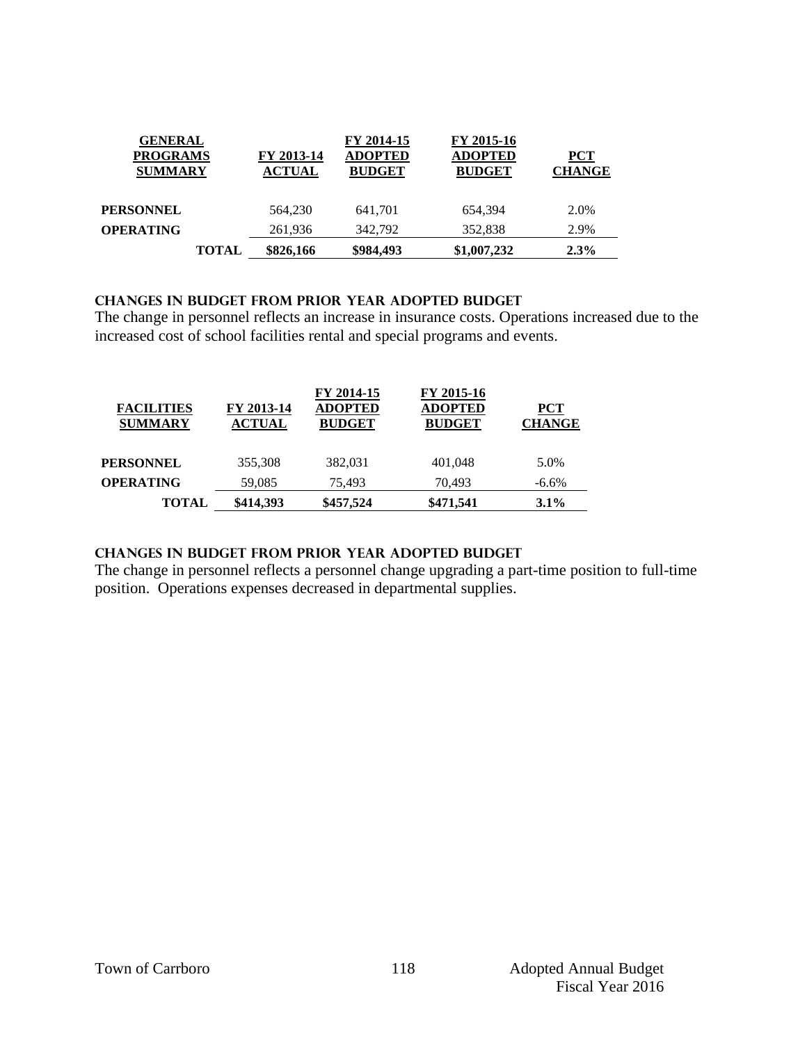| GENERAL PROGRAMS SUMMARY | FY 2013-14 ACTUAL | FY 2014-15 ADOPTED BUDGET | FY 2015-16 ADOPTED BUDGET | PCT CHANGE |
|---|---|---|---|---|
| **PERSONNEL** | 564,230 | 641,701 | 654,394 | 2.0% |
| **OPERATING** | 261,936 | 342,792 | 352,838 | 2.9% |
| **TOTAL** | **$826,166** | **$984,493** | **$1,007,232** | **2.3%** |

### CHANGES IN BUDGET FROM PRIOR YEAR ADOPTED BUDGET

The change in personnel reflects an increase in insurance costs. Operations increased due to the increased cost of school facilities rental and special programs and events.

| FACILITIES SUMMARY | FY 2013-14 ACTUAL | FY 2014-15 ADOPTED BUDGET | FY 2015-16 ADOPTED BUDGET | PCT CHANGE |
|---|---|---|---|---|
| **PERSONNEL** | 355,308 | 382,031 | 401,048 | 5.0% |
| **OPERATING** | 59,085 | 75,493 | 70,493 | -6.6% |
| **TOTAL** | **$414,393** | **$457,524** | **$471,541** | **3.1%** |

### CHANGES IN BUDGET FROM PRIOR YEAR ADOPTED BUDGET

The change in personnel reflects a personnel change upgrading a part-time position to full-time position. Operations expenses decreased in departmental supplies.